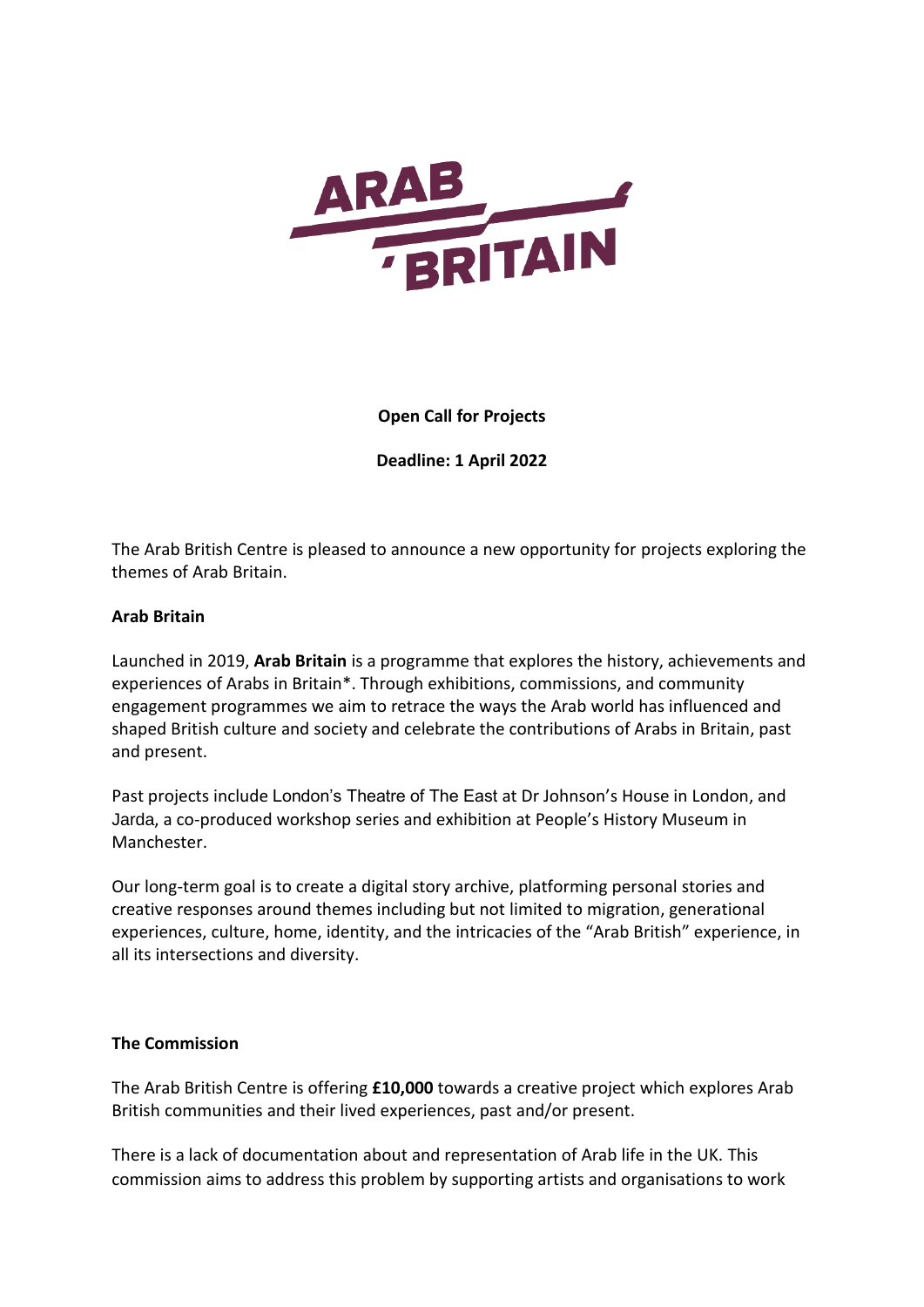ARAB BRITAIN

**Open Call for Projects**

**Deadline: 1 April 2022**

The Arab British Centre is pleased to announce a new opportunity for projects exploring the themes of Arab Britain.

**Arab Britain**

Launched in 2019, **Arab Britain** is a programme that explores the history, achievements and experiences of Arabs in Britain*. Through exhibitions, commissions, and community engagement programmes we aim to retrace the ways the Arab world has influenced and shaped British culture and society and celebrate the contributions of Arabs in Britain, past and present.

Past projects include London's Theatre of The East at Dr Johnson's House in London, and Jarda, a co-produced workshop series and exhibition at People's History Museum in Manchester.

Our long-term goal is to create a digital story archive, platforming personal stories and creative responses around themes including but not limited to migration, generational experiences, culture, home, identity, and the intricacies of the "Arab British" experience, in all its intersections and diversity.

**The Commission**

The Arab British Centre is offering **£10,000** towards a creative project which explores Arab British communities and their lived experiences, past and/or present.

There is a lack of documentation about and representation of Arab life in the UK. This commission aims to address this problem by supporting artists and organisations to work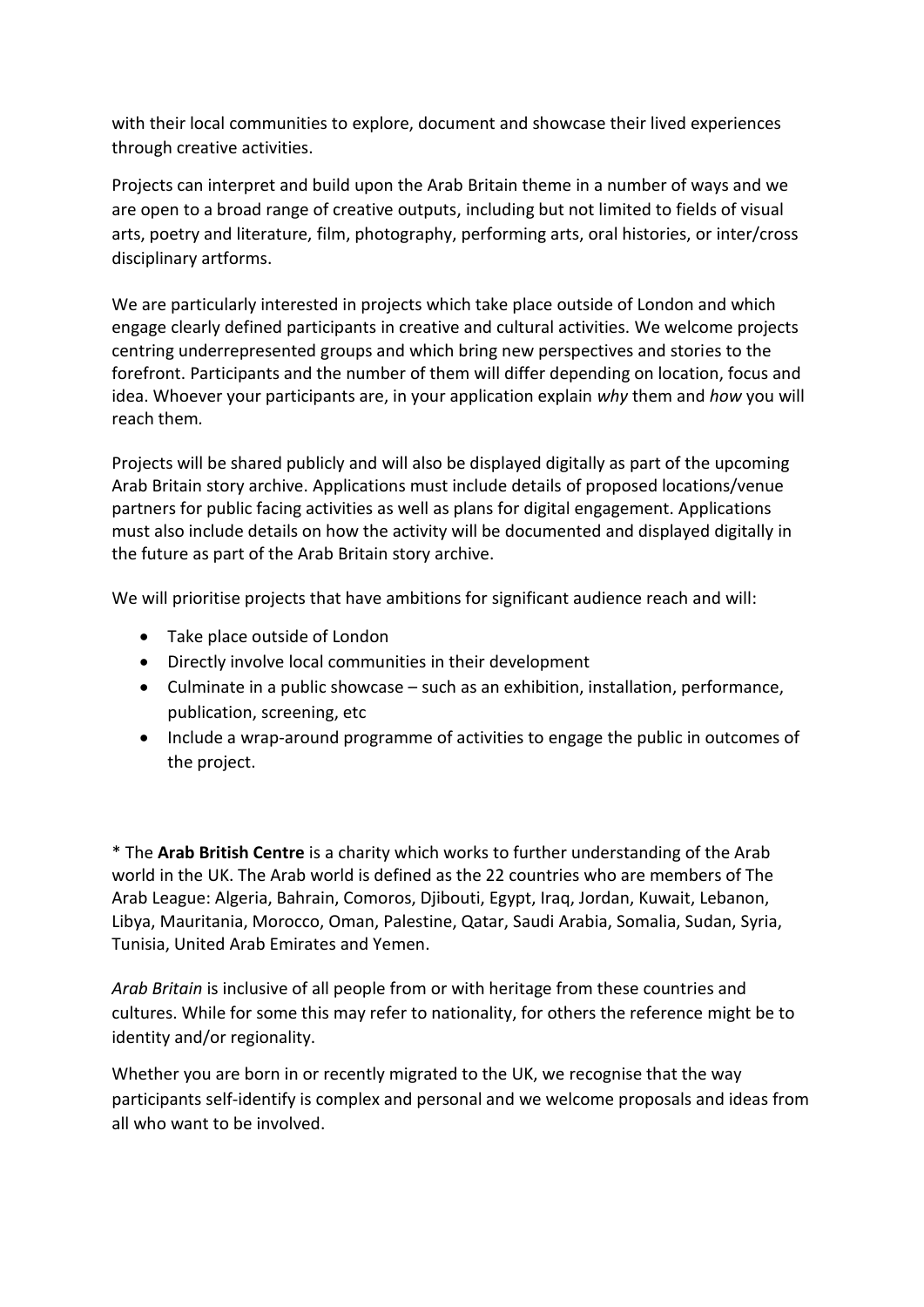with their local communities to explore, document and showcase their lived experiences through creative activities.

Projects can interpret and build upon the Arab Britain theme in a number of ways and we are open to a broad range of creative outputs, including but not limited to fields of visual arts, poetry and literature, film, photography, performing arts, oral histories, or inter/cross disciplinary artforms.

We are particularly interested in projects which take place outside of London and which engage clearly defined participants in creative and cultural activities. We welcome projects centring underrepresented groups and which bring new perspectives and stories to the forefront. Participants and the number of them will differ depending on location, focus and idea. Whoever your participants are, in your application explain *why* them and *how* you will reach them.

Projects will be shared publicly and will also be displayed digitally as part of the upcoming Arab Britain story archive. Applications must include details of proposed locations/venue partners for public facing activities as well as plans for digital engagement. Applications must also include details on how the activity will be documented and displayed digitally in the future as part of the Arab Britain story archive.

We will prioritise projects that have ambitions for significant audience reach and will:

- Take place outside of London
- Directly involve local communities in their development
- Culminate in a public showcase – such as an exhibition, installation, performance, publication, screening, etc
- Include a wrap-around programme of activities to engage the public in outcomes of the project.

* The **Arab British Centre** is a charity which works to further understanding of the Arab world in the UK. The Arab world is defined as the 22 countries who are members of The Arab League: Algeria, Bahrain, Comoros, Djibouti, Egypt, Iraq, Jordan, Kuwait, Lebanon, Libya, Mauritania, Morocco, Oman, Palestine, Qatar, Saudi Arabia, Somalia, Sudan, Syria, Tunisia, United Arab Emirates and Yemen.

*Arab Britain* is inclusive of all people from or with heritage from these countries and cultures. While for some this may refer to nationality, for others the reference might be to identity and/or regionality.

Whether you are born in or recently migrated to the UK, we recognise that the way participants self-identify is complex and personal and we welcome proposals and ideas from all who want to be involved.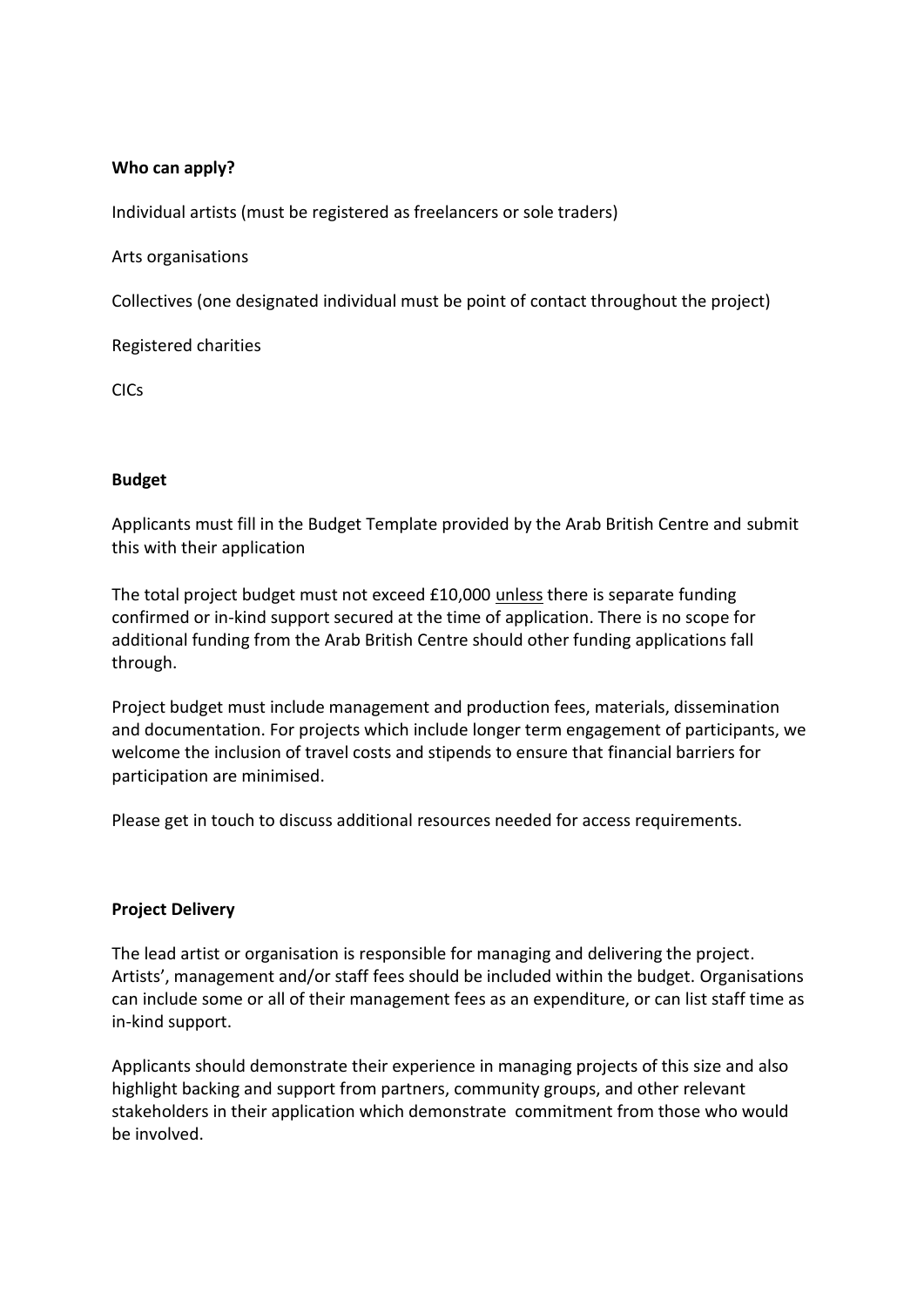**Who can apply?**

Individual artists (must be registered as freelancers or sole traders)

Arts organisations

Collectives (one designated individual must be point of contact throughout the project)

Registered charities

CICs

**Budget**

Applicants must fill in the Budget Template provided by the Arab British Centre and submit this with their application

The total project budget must not exceed £10,000 <u>unless</u> there is separate funding confirmed or in-kind support secured at the time of application. There is no scope for additional funding from the Arab British Centre should other funding applications fall through.

Project budget must include management and production fees, materials, dissemination and documentation. For projects which include longer term engagement of participants, we welcome the inclusion of travel costs and stipends to ensure that financial barriers for participation are minimised.

Please get in touch to discuss additional resources needed for access requirements.

**Project Delivery**

The lead artist or organisation is responsible for managing and delivering the project. Artists', management and/or staff fees should be included within the budget. Organisations can include some or all of their management fees as an expenditure, or can list staff time as in-kind support.

Applicants should demonstrate their experience in managing projects of this size and also highlight backing and support from partners, community groups, and other relevant stakeholders in their application which demonstrate commitment from those who would be involved.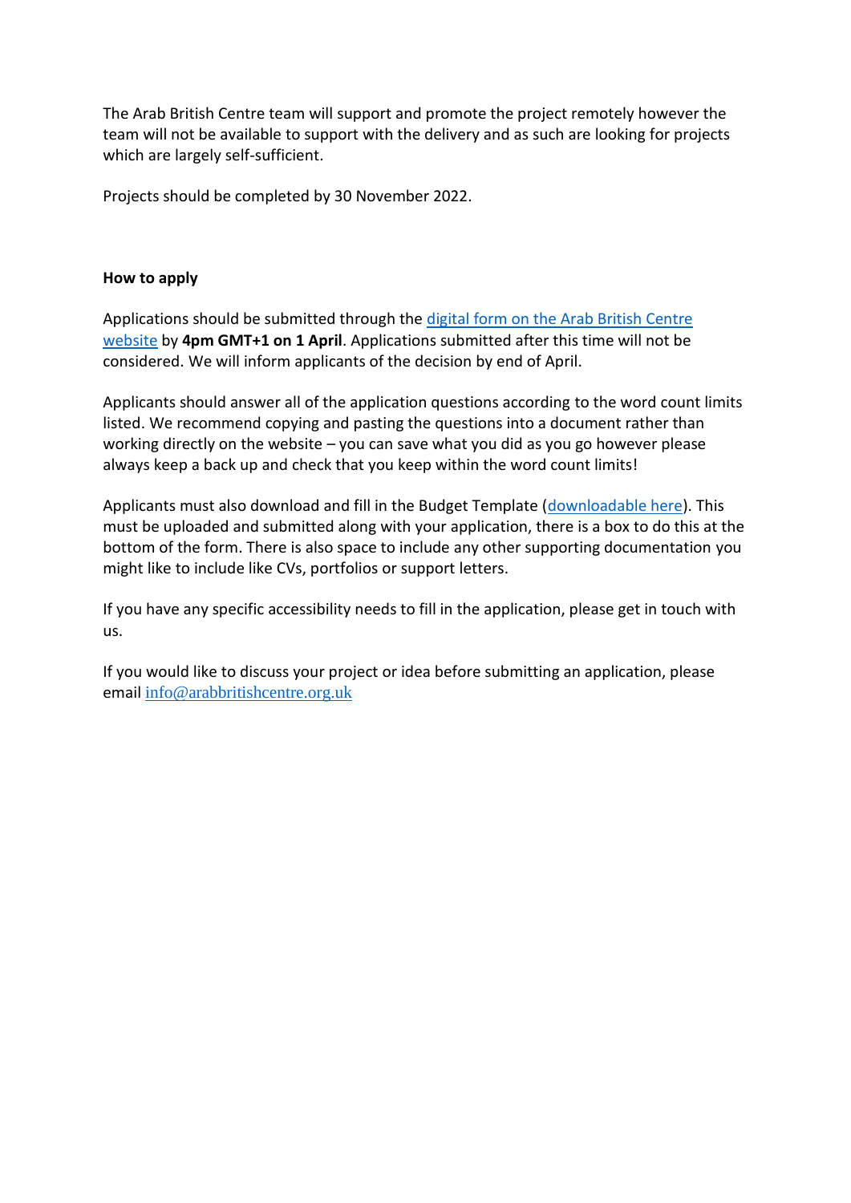The Arab British Centre team will support and promote the project remotely however the team will not be available to support with the delivery and as such are looking for projects which are largely self-sufficient.

Projects should be completed by 30 November 2022.

**How to apply**

Applications should be submitted through the digital form on the Arab British Centre website by **4pm GMT+1 on 1 April**. Applications submitted after this time will not be considered. We will inform applicants of the decision by end of April.

Applicants should answer all of the application questions according to the word count limits listed. We recommend copying and pasting the questions into a document rather than working directly on the website – you can save what you did as you go however please always keep a back up and check that you keep within the word count limits!

Applicants must also download and fill in the Budget Template (downloadable here). This must be uploaded and submitted along with your application, there is a box to do this at the bottom of the form. There is also space to include any other supporting documentation you might like to include like CVs, portfolios or support letters.

If you have any specific accessibility needs to fill in the application, please get in touch with us.

If you would like to discuss your project or idea before submitting an application, please email info@arabbritishcentre.org.uk